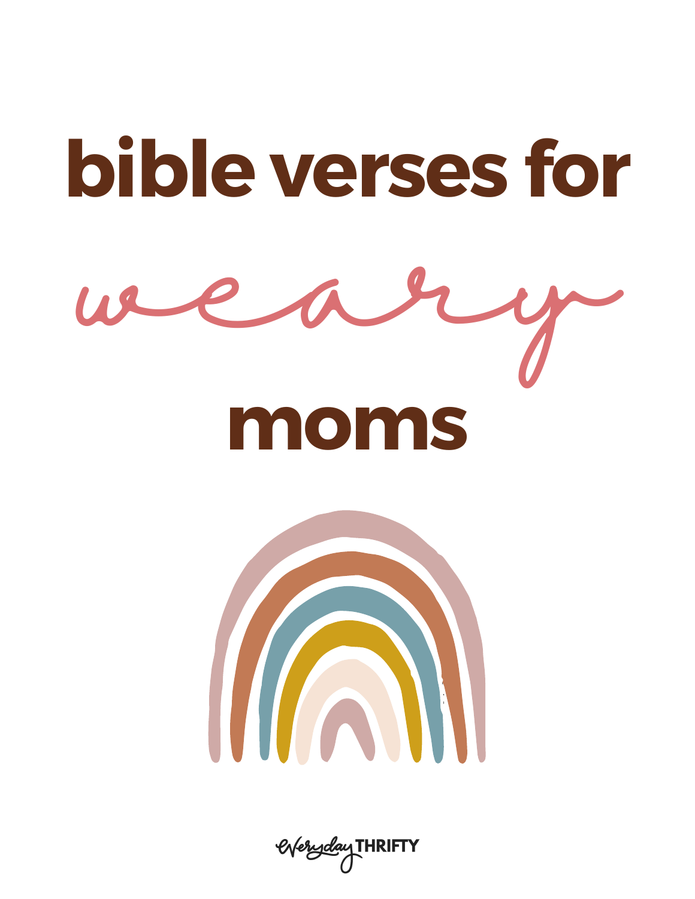# bible verses for *weary* moms

Everyday THRIFTY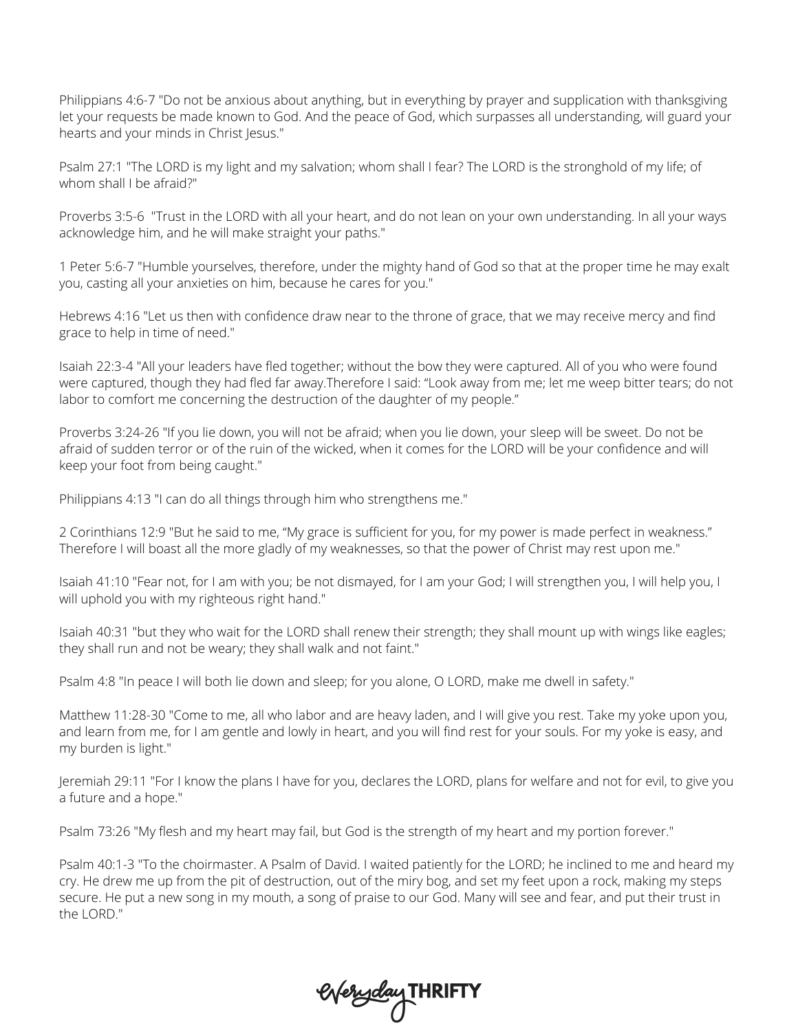Philippians 4:6-7 "Do not be anxious about anything, but in everything by prayer and supplication with thanksgiving let your requests be made known to God. And the peace of God, which surpasses all understanding, will guard your hearts and your minds in Christ Jesus."

Psalm 27:1 "The LORD is my light and my salvation; whom shall I fear? The LORD is the stronghold of my life; of whom shall I be afraid?"

Proverbs 3:5-6 "Trust in the LORD with all your heart, and do not lean on your own understanding. In all your ways acknowledge him, and he will make straight your paths."

1 Peter 5:6-7 "Humble yourselves, therefore, under the mighty hand of God so that at the proper time he may exalt you, casting all your anxieties on him, because he cares for you."

Hebrews 4:16 "Let us then with confidence draw near to the throne of grace, that we may receive mercy and find grace to help in time of need."

Isaiah 22:3-4 "All your leaders have fled together; without the bow they were captured. All of you who were found were captured, though they had fled far away.Therefore I said: "Look away from me; let me weep bitter tears; do not labor to comfort me concerning the destruction of the daughter of my people."

Proverbs 3:24-26 "If you lie down, you will not be afraid; when you lie down, your sleep will be sweet. Do not be afraid of sudden terror or of the ruin of the wicked, when it comes for the LORD will be your confidence and will keep your foot from being caught."

Philippians 4:13 "I can do all things through him who strengthens me."

2 Corinthians 12:9 "But he said to me, "My grace is sufficient for you, for my power is made perfect in weakness." Therefore I will boast all the more gladly of my weaknesses, so that the power of Christ may rest upon me."

Isaiah 41:10 "Fear not, for I am with you; be not dismayed, for I am your God; I will strengthen you, I will help you, I will uphold you with my righteous right hand."

Isaiah 40:31 "but they who wait for the LORD shall renew their strength; they shall mount up with wings like eagles; they shall run and not be weary; they shall walk and not faint."

Psalm 4:8 "In peace I will both lie down and sleep; for you alone, O LORD, make me dwell in safety."

Matthew 11:28-30 "Come to me, all who labor and are heavy laden, and I will give you rest. Take my yoke upon you, and learn from me, for I am gentle and lowly in heart, and you will find rest for your souls. For my yoke is easy, and my burden is light."

Jeremiah 29:11 "For I know the plans I have for you, declares the LORD, plans for welfare and not for evil, to give you a future and a hope."

Psalm 73:26 "My flesh and my heart may fail, but God is the strength of my heart and my portion forever."

Psalm 40:1-3 "To the choirmaster. A Psalm of David. I waited patiently for the LORD; he inclined to me and heard my cry. He drew me up from the pit of destruction, out of the miry bog, and set my feet upon a rock, making my steps secure. He put a new song in my mouth, a song of praise to our God. Many will see and fear, and put their trust in the LORD."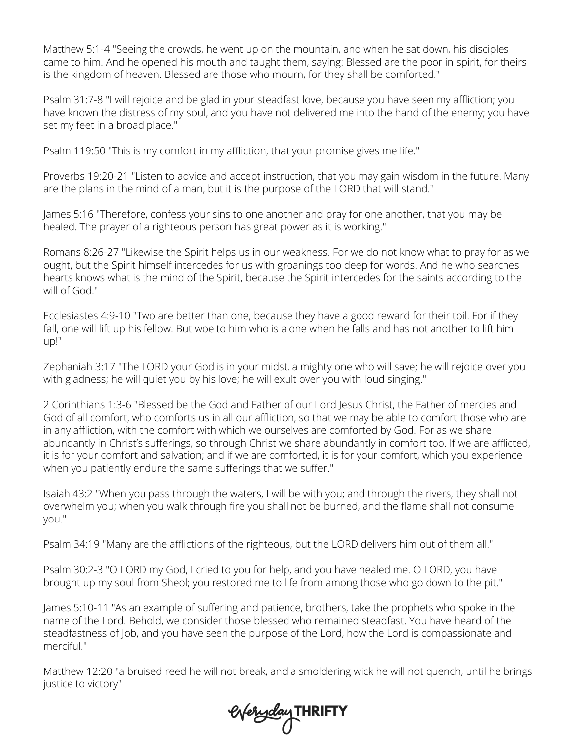Matthew 5:1-4 "Seeing the crowds, he went up on the mountain, and when he sat down, his disciples came to him. And he opened his mouth and taught them, saying: Blessed are the poor in spirit, for theirs is the kingdom of heaven. Blessed are those who mourn, for they shall be comforted."

Psalm 31:7-8 "I will rejoice and be glad in your steadfast love, because you have seen my affliction; you have known the distress of my soul, and you have not delivered me into the hand of the enemy; you have set my feet in a broad place."

Psalm 119:50 "This is my comfort in my affliction, that your promise gives me life."

Proverbs 19:20-21 "Listen to advice and accept instruction, that you may gain wisdom in the future. Many are the plans in the mind of a man, but it is the purpose of the LORD that will stand."

James 5:16 "Therefore, confess your sins to one another and pray for one another, that you may be healed. The prayer of a righteous person has great power as it is working."

Romans 8:26-27 "Likewise the Spirit helps us in our weakness. For we do not know what to pray for as we ought, but the Spirit himself intercedes for us with groanings too deep for words. And he who searches hearts knows what is the mind of the Spirit, because the Spirit intercedes for the saints according to the will of God."

Ecclesiastes 4:9-10 "Two are better than one, because they have a good reward for their toil. For if they fall, one will lift up his fellow. But woe to him who is alone when he falls and has not another to lift him up!"

Zephaniah 3:17 "The LORD your God is in your midst, a mighty one who will save; he will rejoice over you with gladness; he will quiet you by his love; he will exult over you with loud singing."

2 Corinthians 1:3-6 "Blessed be the God and Father of our Lord Jesus Christ, the Father of mercies and God of all comfort, who comforts us in all our affliction, so that we may be able to comfort those who are in any affliction, with the comfort with which we ourselves are comforted by God. For as we share abundantly in Christ's sufferings, so through Christ we share abundantly in comfort too. If we are afflicted, it is for your comfort and salvation; and if we are comforted, it is for your comfort, which you experience when you patiently endure the same sufferings that we suffer."

Isaiah 43:2 "When you pass through the waters, I will be with you; and through the rivers, they shall not overwhelm you; when you walk through fire you shall not be burned, and the flame shall not consume you."

Psalm 34:19 "Many are the afflictions of the righteous, but the LORD delivers him out of them all."

Psalm 30:2-3 "O LORD my God, I cried to you for help, and you have healed me. O LORD, you have brought up my soul from Sheol; you restored me to life from among those who go down to the pit."

James 5:10-11 "As an example of suffering and patience, brothers, take the prophets who spoke in the name of the Lord. Behold, we consider those blessed who remained steadfast. You have heard of the steadfastness of Job, and you have seen the purpose of the Lord, how the Lord is compassionate and merciful."

Matthew 12:20 "a bruised reed he will not break, and a smoldering wick he will not quench, until he brings justice to victory"

Everyday THRIFTY